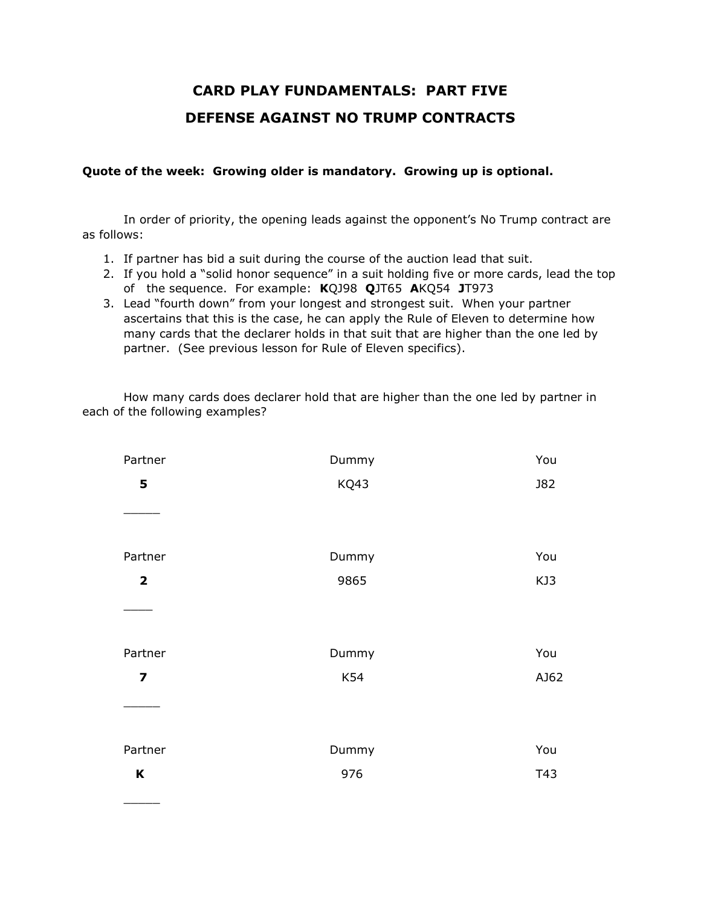# CARD PLAY FUNDAMENTALS: PART FIVE

## DEFENSE AGAINST NO TRUMP CONTRACTS

**Quote of the week: Growing older is mandatory. Growing up is optional.**

In order of priority, the opening leads against the opponent's No Trump contract are as follows:

1. If partner has bid a suit during the course of the auction lead that suit.
2. If you hold a "solid honor sequence" in a suit holding five or more cards, lead the top of the sequence. For example: **K**QJ98 **Q**JT65 **A**KQ54 **J**T973
3. Lead "fourth down" from your longest and strongest suit. When your partner ascertains that this is the case, he can apply the Rule of Eleven to determine how many cards that the declarer holds in that suit that are higher than the one led by partner. (See previous lesson for Rule of Eleven specifics).

How many cards does declarer hold that are higher than the one led by partner in each of the following examples?

| Partner | Dummy | You |
|---|---|---|
| **5** | KQ43 | J82 |
| _____ | | |
| Partner | Dummy | You |
| **2** | 9865 | KJ3 |
| ____ | | |
| Partner | Dummy | You |
| **7** | K54 | AJ62 |
| _____ | | |
| Partner | Dummy | You |
| **K** | 976 | T43 |
| _____ | | |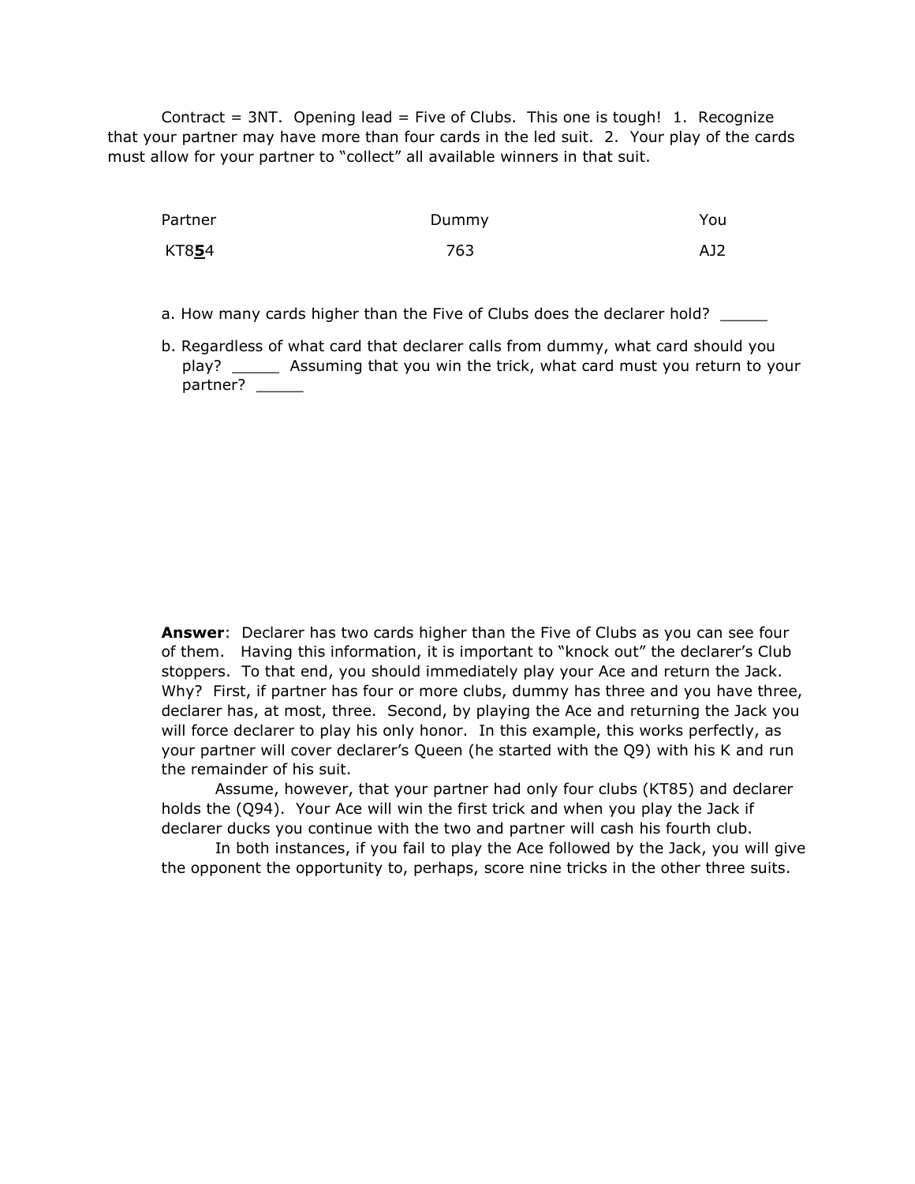Contract = 3NT. Opening lead = Five of Clubs. This one is tough! 1. Recognize that your partner may have more than four cards in the led suit. 2. Your play of the cards must allow for your partner to "collect" all available winners in that suit.

| Partner | Dummy | You |
|---|---|---|
| KT8**5**4 | 763 | AJ2 |

a. How many cards higher than the Five of Clubs does the declarer hold? _____

b. Regardless of what card that declarer calls from dummy, what card should you play? _____ Assuming that you win the trick, what card must you return to your partner? _____

**Answer**: Declarer has two cards higher than the Five of Clubs as you can see four of them. Having this information, it is important to "knock out" the declarer's Club stoppers. To that end, you should immediately play your Ace and return the Jack. Why? First, if partner has four or more clubs, dummy has three and you have three, declarer has, at most, three. Second, by playing the Ace and returning the Jack you will force declarer to play his only honor. In this example, this works perfectly, as your partner will cover declarer's Queen (he started with the Q9) with his K and run the remainder of his suit.

Assume, however, that your partner had only four clubs (KT85) and declarer holds the (Q94). Your Ace will win the first trick and when you play the Jack if declarer ducks you continue with the two and partner will cash his fourth club.

In both instances, if you fail to play the Ace followed by the Jack, you will give the opponent the opportunity to, perhaps, score nine tricks in the other three suits.